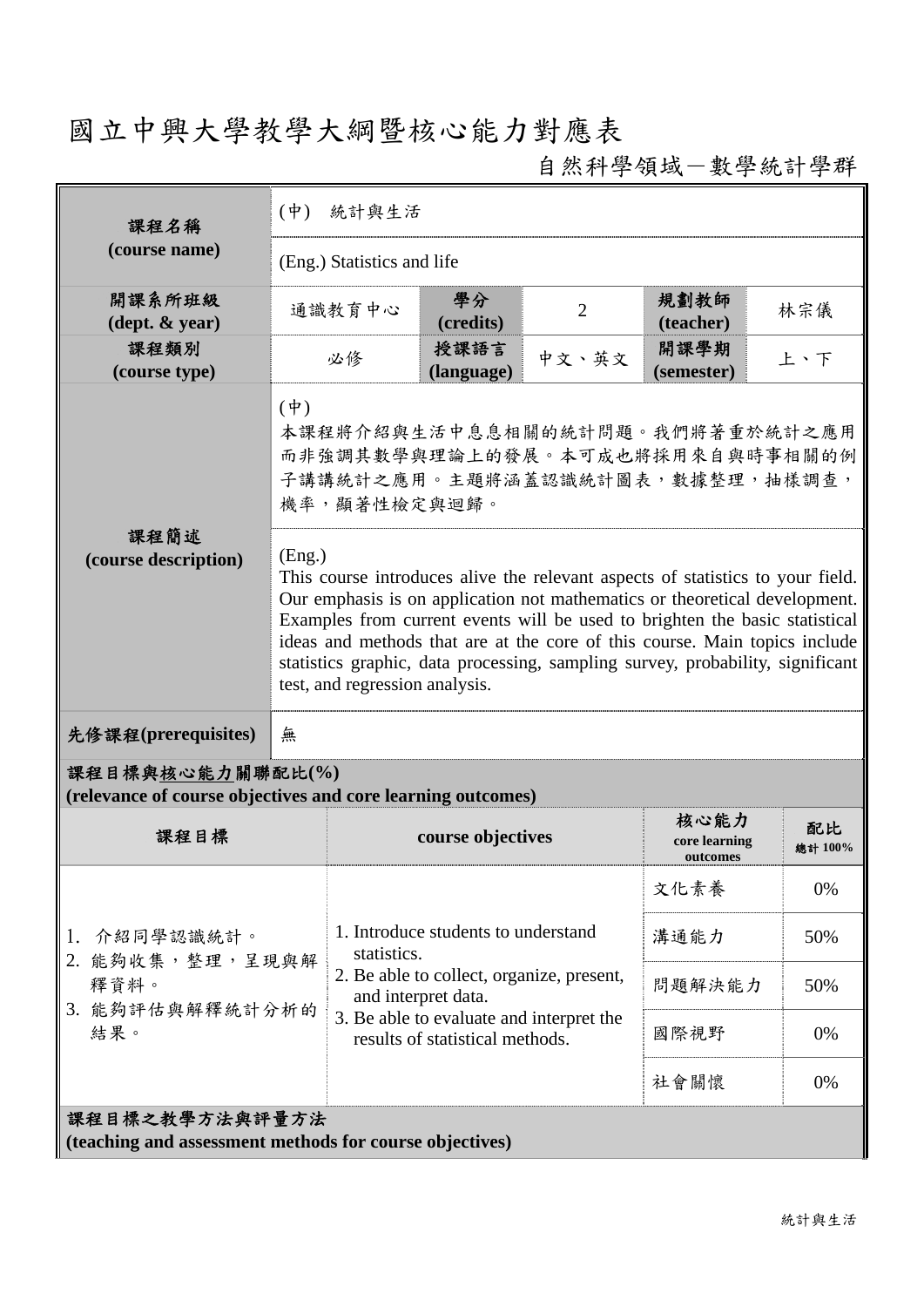# 國立中興大學教學大綱暨核心能力對應表

自然科學領域－數學統計學群

| 課程名稱 (course name) | (中) 統計與生活 | | | | |
|---|---|---|---|---|---|
| | (Eng.) Statistics and life | | | | |
| 開課系所班級 (dept. & year) | 通識教育中心 | 學分 (credits) | 2 | 規劃教師 (teacher) | 林宗儀 |
| 課程類別 (course type) | 必修 | 授課語言 (language) | 中文、英文 | 開課學期 (semester) | 上、下 |
| 課程簡述 (course description) | (中)<br>本課程將介紹與生活中息息相關的統計問題。我們將著重於統計之應用而非強調其數學與理論上的發展。本可成也將採用來自與時事相關的例子講講統計之應用。主題將涵蓋認識統計圖表，數據整理，抽樣調查，機率，顯著性檢定與迴歸。 | | | | |
| | (Eng.)<br>This course introduces alive the relevant aspects of statistics to your field. Our emphasis is on application not mathematics or theoretical development. Examples from current events will be used to brighten the basic statistical ideas and methods that are at the core of this course. Main topics include statistics graphic, data processing, sampling survey, probability, significant test, and regression analysis. | | | | |
| 先修課程(prerequisites) | 無 | | | | |

**課程目標與核心能力關聯配比(%)**
**(relevance of course objectives and core learning outcomes)**

| 課程目標 | course objectives | 核心能力 core learning outcomes | 配比 總計 100% |
|---|---|---|---|
| 1. 介紹同學認識統計。<br>2. 能夠收集，整理，呈現與解釋資料。<br>3. 能夠評估與解釋統計分析的結果。 | 1. Introduce students to understand statistics.<br>2. Be able to collect, organize, present, and interpret data.<br>3. Be able to evaluate and interpret the results of statistical methods. | 文化素養 | 0% |
| | | 溝通能力 | 50% |
| | | 問題解決能力 | 50% |
| | | 國際視野 | 0% |
| | | 社會關懷 | 0% |

**課程目標之教學方法與評量方法**
**(teaching and assessment methods for course objectives)**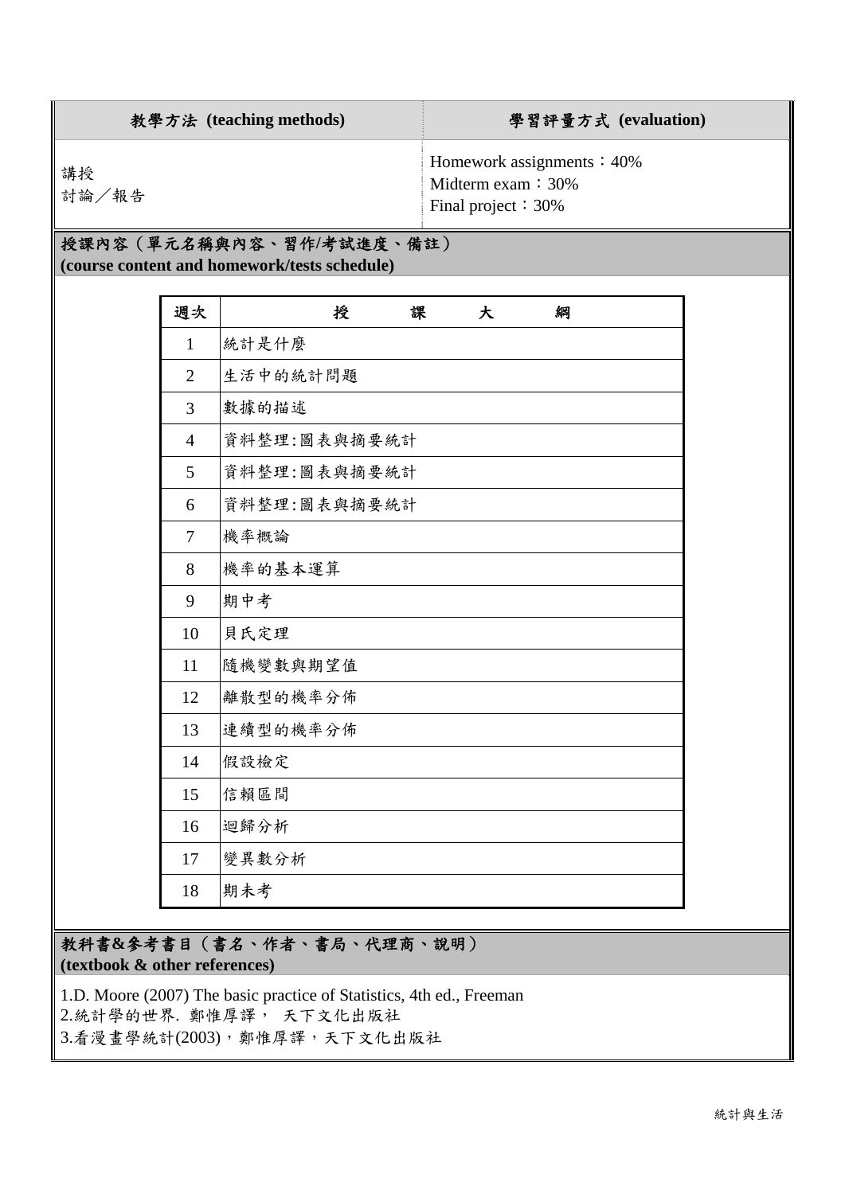| 教學方法 (teaching methods) | 學習評量方式 (evaluation) |
|---|---|
| 講授<br>討論／報告 | Homework assignments：40%<br>Midterm exam：30%<br>Final project：30% |

## 授課內容（單元名稱與內容、習作/考試進度、備註）
**(course content and homework/tests schedule)**

| 週次 | 授　課　大　綱 |
|---|---|
| 1 | 統計是什麼 |
| 2 | 生活中的統計問題 |
| 3 | 數據的描述 |
| 4 | 資料整理:圖表與摘要統計 |
| 5 | 資料整理:圖表與摘要統計 |
| 6 | 資料整理:圖表與摘要統計 |
| 7 | 機率概論 |
| 8 | 機率的基本運算 |
| 9 | 期中考 |
| 10 | 貝氏定理 |
| 11 | 隨機變數與期望值 |
| 12 | 離散型的機率分佈 |
| 13 | 連續型的機率分佈 |
| 14 | 假設檢定 |
| 15 | 信賴區間 |
| 16 | 迴歸分析 |
| 17 | 變異數分析 |
| 18 | 期末考 |

## 教科書&參考書目（書名、作者、書局、代理商、說明）
**(textbook & other references)**

1.D. Moore (2007) The basic practice of Statistics, 4th ed., Freeman
2.統計學的世界. 鄭惟厚譯， 天下文化出版社
3.看漫畫學統計(2003)，鄭惟厚譯，天下文化出版社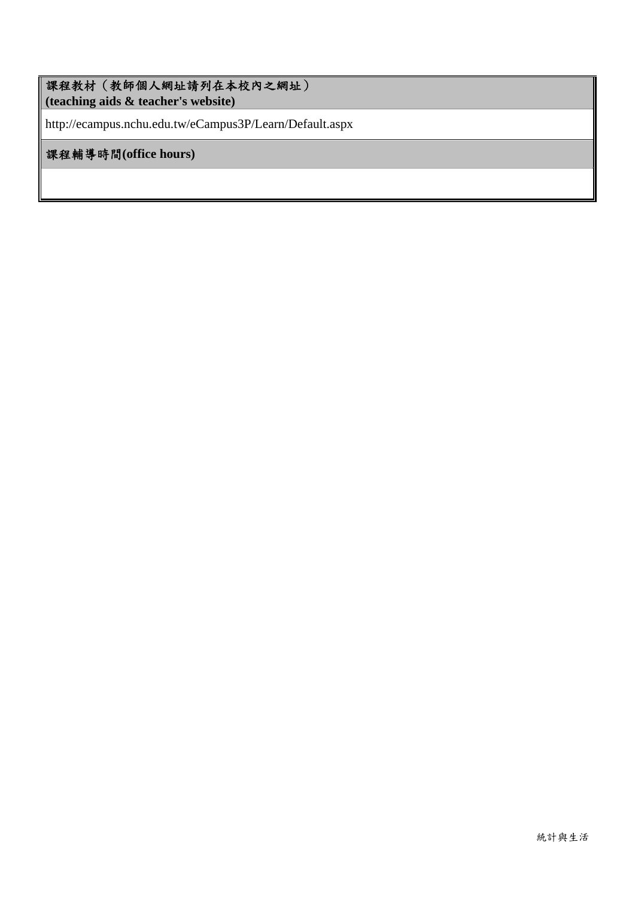| 課程教材（教師個人網址請列在本校內之網址）<br>**(teaching aids & teacher's website)** |
| --- |
| http://ecampus.nchu.edu.tw/eCampus3P/Learn/Default.aspx |
| **課程輔導時間(office hours)** |
| |